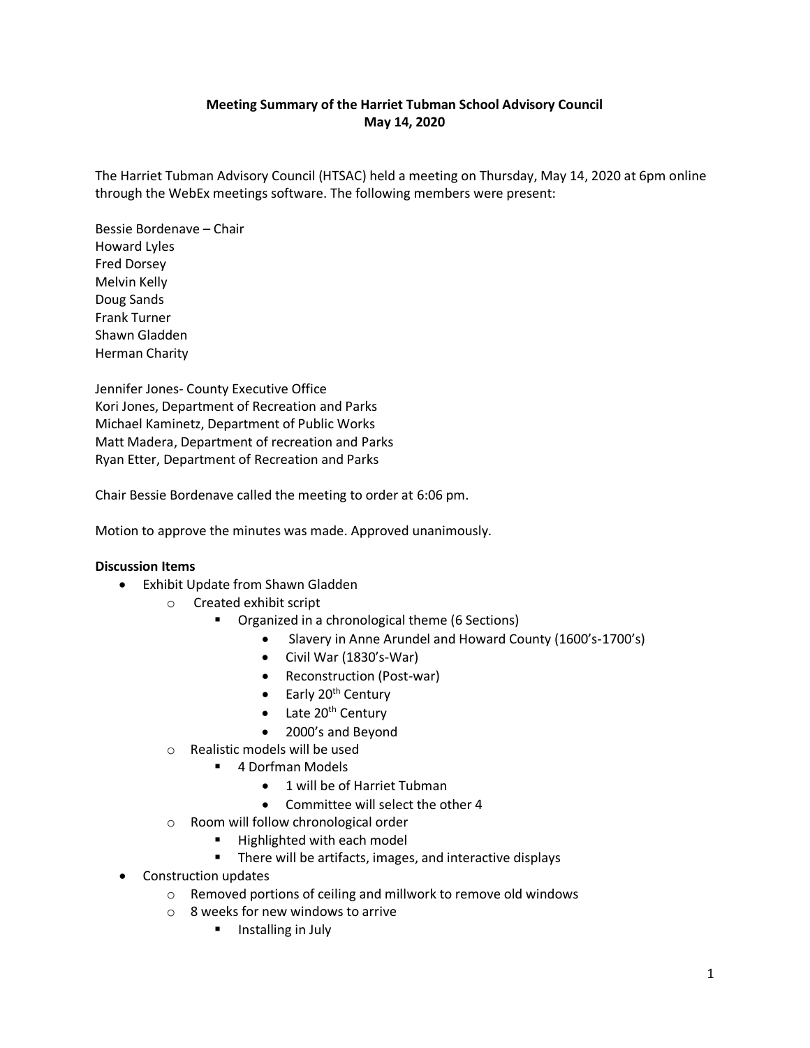**Meeting Summary of the Harriet Tubman School Advisory Council**
**May 14, 2020**

The Harriet Tubman Advisory Council (HTSAC) held a meeting on Thursday, May 14, 2020 at 6pm online through the WebEx meetings software. The following members were present:

Bessie Bordenave – Chair
Howard Lyles
Fred Dorsey
Melvin Kelly
Doug Sands
Frank Turner
Shawn Gladden
Herman Charity

Jennifer Jones- County Executive Office
Kori Jones, Department of Recreation and Parks
Michael Kaminetz, Department of Public Works
Matt Madera, Department of recreation and Parks
Ryan Etter, Department of Recreation and Parks

Chair Bessie Bordenave called the meeting to order at 6:06 pm.

Motion to approve the minutes was made. Approved unanimously.

**Discussion Items**

- Exhibit Update from Shawn Gladden
  - Created exhibit script
    - Organized in a chronological theme (6 Sections)
      - Slavery in Anne Arundel and Howard County (1600's-1700's)
      - Civil War (1830's-War)
      - Reconstruction (Post-war)
      - Early 20th Century
      - Late 20th Century
      - 2000's and Beyond
  - Realistic models will be used
    - 4 Dorfman Models
      - 1 will be of Harriet Tubman
      - Committee will select the other 4
  - Room will follow chronological order
    - Highlighted with each model
    - There will be artifacts, images, and interactive displays
- Construction updates
  - Removed portions of ceiling and millwork to remove old windows
  - 8 weeks for new windows to arrive
    - Installing in July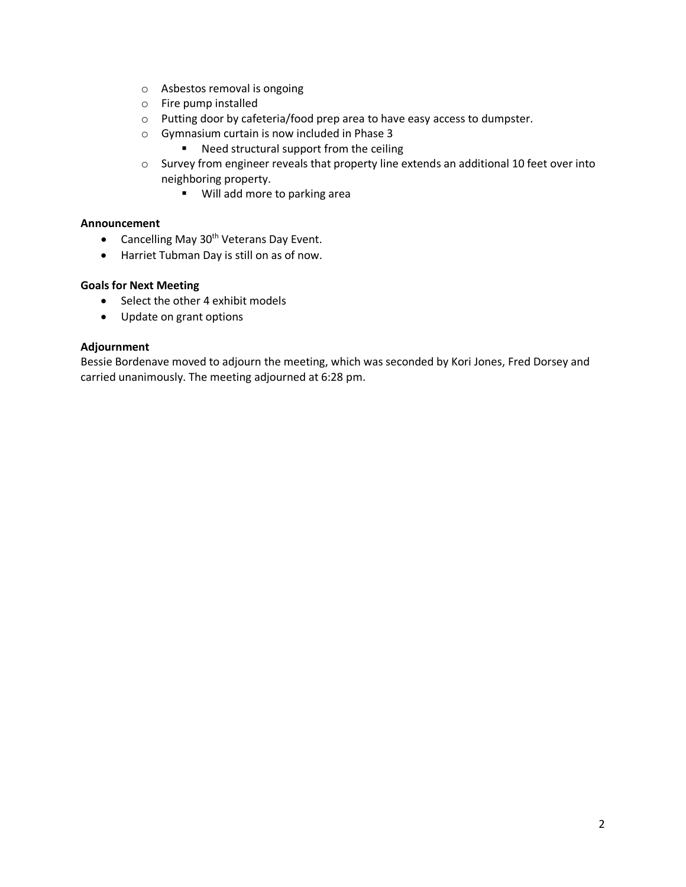- Asbestos removal is ongoing
   - Fire pump installed
   - Putting door by cafeteria/food prep area to have easy access to dumpster.
   - Gymnasium curtain is now included in Phase 3
     - Need structural support from the ceiling
   - Survey from engineer reveals that property line extends an additional 10 feet over into neighboring property.
     - Will add more to parking area

**Announcement**

- Cancelling May 30th Veterans Day Event.
- Harriet Tubman Day is still on as of now.

**Goals for Next Meeting**

- Select the other 4 exhibit models
- Update on grant options

**Adjournment**

Bessie Bordenave moved to adjourn the meeting, which was seconded by Kori Jones, Fred Dorsey and carried unanimously. The meeting adjourned at 6:28 pm.